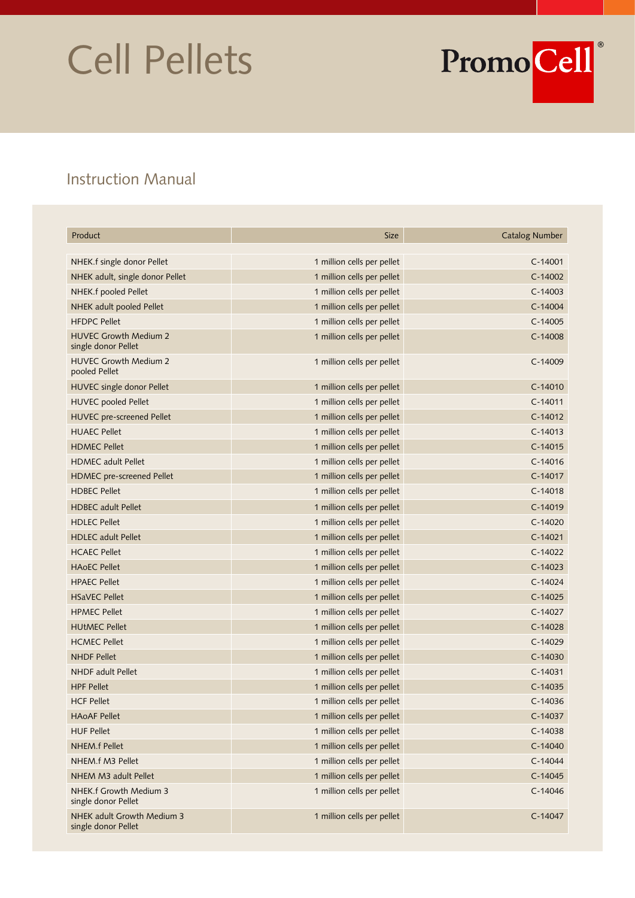# Cell Pellets

PromoCell®

## Instruction Manual

| Product | Size | Catalog Number |
|---|---|---|
| NHEK.f single donor Pellet | 1 million cells per pellet | C-14001 |
| NHEK adult, single donor Pellet | 1 million cells per pellet | C-14002 |
| NHEK.f pooled Pellet | 1 million cells per pellet | C-14003 |
| NHEK adult pooled Pellet | 1 million cells per pellet | C-14004 |
| HFDPC Pellet | 1 million cells per pellet | C-14005 |
| HUVEC Growth Medium 2 single donor Pellet | 1 million cells per pellet | C-14008 |
| HUVEC Growth Medium 2 pooled Pellet | 1 million cells per pellet | C-14009 |
| HUVEC single donor Pellet | 1 million cells per pellet | C-14010 |
| HUVEC pooled Pellet | 1 million cells per pellet | C-14011 |
| HUVEC pre-screened Pellet | 1 million cells per pellet | C-14012 |
| HUAEC Pellet | 1 million cells per pellet | C-14013 |
| HDMEC Pellet | 1 million cells per pellet | C-14015 |
| HDMEC adult Pellet | 1 million cells per pellet | C-14016 |
| HDMEC pre-screened Pellet | 1 million cells per pellet | C-14017 |
| HDBEC Pellet | 1 million cells per pellet | C-14018 |
| HDBEC adult Pellet | 1 million cells per pellet | C-14019 |
| HDLEC Pellet | 1 million cells per pellet | C-14020 |
| HDLEC adult Pellet | 1 million cells per pellet | C-14021 |
| HCAEC Pellet | 1 million cells per pellet | C-14022 |
| HAoEC Pellet | 1 million cells per pellet | C-14023 |
| HPAEC Pellet | 1 million cells per pellet | C-14024 |
| HSaVEC Pellet | 1 million cells per pellet | C-14025 |
| HPMEC Pellet | 1 million cells per pellet | C-14027 |
| HUtMEC Pellet | 1 million cells per pellet | C-14028 |
| HCMEC Pellet | 1 million cells per pellet | C-14029 |
| NHDF Pellet | 1 million cells per pellet | C-14030 |
| NHDF adult Pellet | 1 million cells per pellet | C-14031 |
| HPF Pellet | 1 million cells per pellet | C-14035 |
| HCF Pellet | 1 million cells per pellet | C-14036 |
| HAoAF Pellet | 1 million cells per pellet | C-14037 |
| HUF Pellet | 1 million cells per pellet | C-14038 |
| NHEM.f Pellet | 1 million cells per pellet | C-14040 |
| NHEM.f M3 Pellet | 1 million cells per pellet | C-14044 |
| NHEM M3 adult Pellet | 1 million cells per pellet | C-14045 |
| NHEK.f Growth Medium 3 single donor Pellet | 1 million cells per pellet | C-14046 |
| NHEK adult Growth Medium 3 single donor Pellet | 1 million cells per pellet | C-14047 |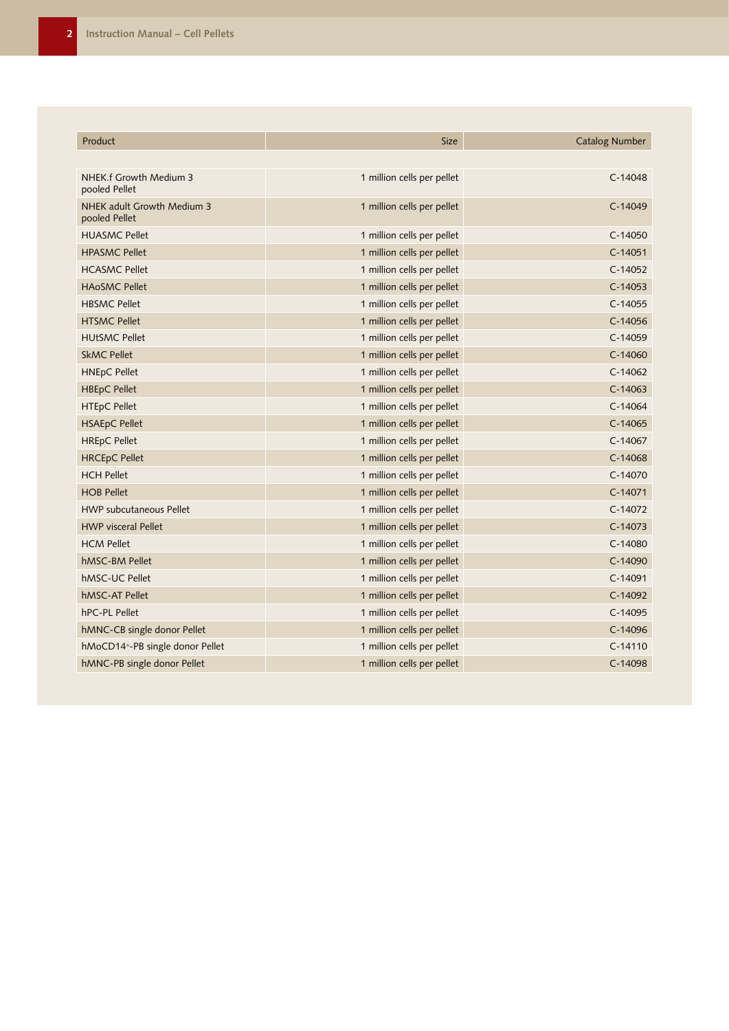| Product | Size | Catalog Number |
|---|---|---|
| NHEK.f Growth Medium 3 pooled Pellet | 1 million cells per pellet | C-14048 |
| NHEK adult Growth Medium 3 pooled Pellet | 1 million cells per pellet | C-14049 |
| HUASMC Pellet | 1 million cells per pellet | C-14050 |
| HPASMC Pellet | 1 million cells per pellet | C-14051 |
| HCASMC Pellet | 1 million cells per pellet | C-14052 |
| HAoSMC Pellet | 1 million cells per pellet | C-14053 |
| HBSMC Pellet | 1 million cells per pellet | C-14055 |
| HTSMC Pellet | 1 million cells per pellet | C-14056 |
| HUtSMC Pellet | 1 million cells per pellet | C-14059 |
| SkMC Pellet | 1 million cells per pellet | C-14060 |
| HNEpC Pellet | 1 million cells per pellet | C-14062 |
| HBEpC Pellet | 1 million cells per pellet | C-14063 |
| HTEpC Pellet | 1 million cells per pellet | C-14064 |
| HSAEpC Pellet | 1 million cells per pellet | C-14065 |
| HREpC Pellet | 1 million cells per pellet | C-14067 |
| HRCEpC Pellet | 1 million cells per pellet | C-14068 |
| HCH Pellet | 1 million cells per pellet | C-14070 |
| HOB Pellet | 1 million cells per pellet | C-14071 |
| HWP subcutaneous Pellet | 1 million cells per pellet | C-14072 |
| HWP visceral Pellet | 1 million cells per pellet | C-14073 |
| HCM Pellet | 1 million cells per pellet | C-14080 |
| hMSC-BM Pellet | 1 million cells per pellet | C-14090 |
| hMSC-UC Pellet | 1 million cells per pellet | C-14091 |
| hMSC-AT Pellet | 1 million cells per pellet | C-14092 |
| hPC-PL Pellet | 1 million cells per pellet | C-14095 |
| hMNC-CB single donor Pellet | 1 million cells per pellet | C-14096 |
| hMoCD14$^{+}$-PB single donor Pellet | 1 million cells per pellet | C-14110 |
| hMNC-PB single donor Pellet | 1 million cells per pellet | C-14098 |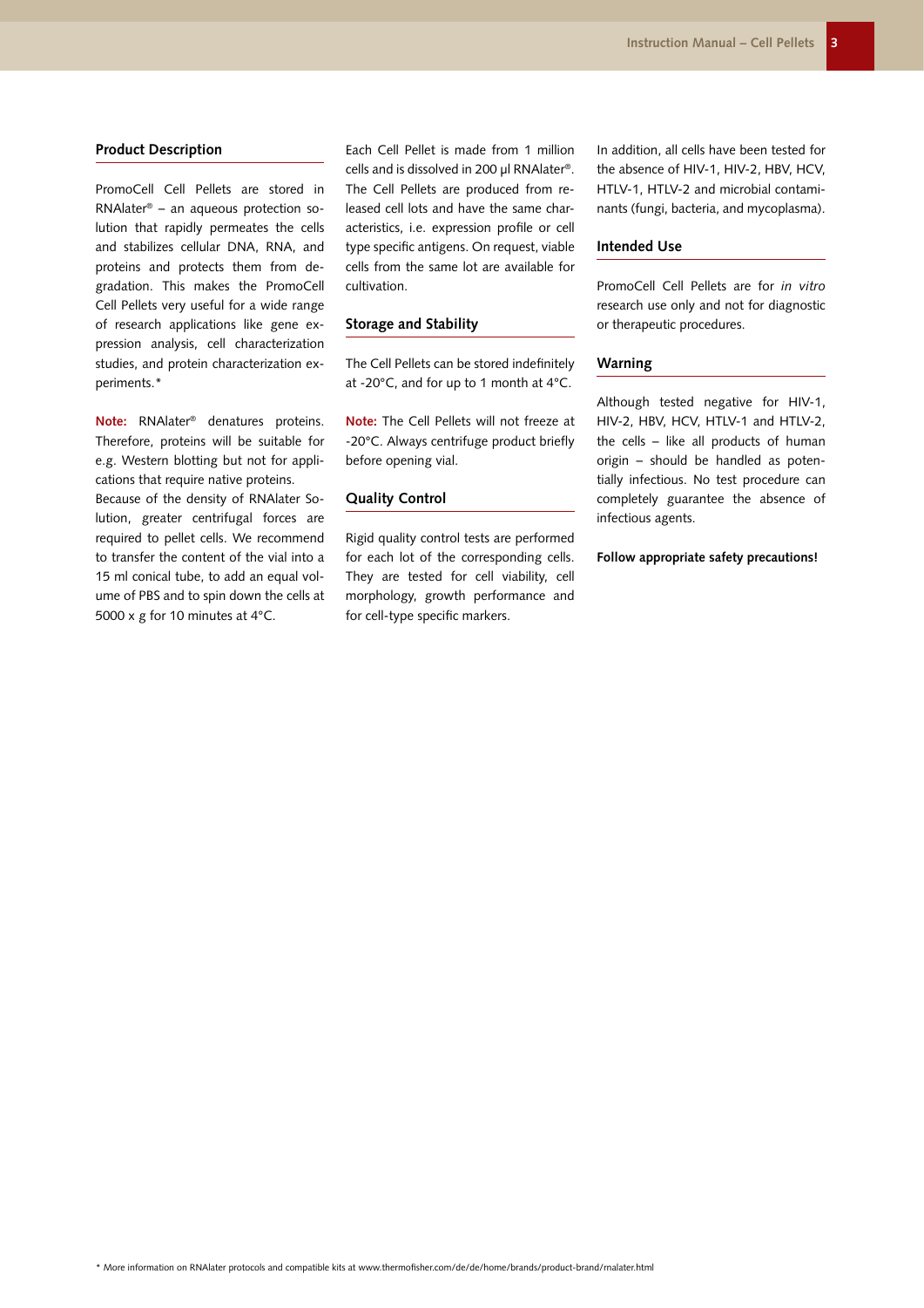## Product Description

PromoCell Cell Pellets are stored in RNAlater® – an aqueous protection solution that rapidly permeates the cells and stabilizes cellular DNA, RNA, and proteins and protects them from degradation. This makes the PromoCell Cell Pellets very useful for a wide range of research applications like gene expression analysis, cell characterization studies, and protein characterization experiments.*

**Note:** RNAlater® denatures proteins. Therefore, proteins will be suitable for e.g. Western blotting but not for applications that require native proteins.
Because of the density of RNAlater Solution, greater centrifugal forces are required to pellet cells. We recommend to transfer the content of the vial into a 15 ml conical tube, to add an equal volume of PBS and to spin down the cells at 5000 x g for 10 minutes at 4°C.

Each Cell Pellet is made from 1 million cells and is dissolved in 200 µl RNAlater®. The Cell Pellets are produced from released cell lots and have the same characteristics, i.e. expression profile or cell type specific antigens. On request, viable cells from the same lot are available for cultivation.

## Storage and Stability

The Cell Pellets can be stored indefinitely at -20°C, and for up to 1 month at 4°C.

**Note:** The Cell Pellets will not freeze at -20°C. Always centrifuge product briefly before opening vial.

## Quality Control

Rigid quality control tests are performed for each lot of the corresponding cells. They are tested for cell viability, cell morphology, growth performance and for cell-type specific markers.

In addition, all cells have been tested for the absence of HIV-1, HIV-2, HBV, HCV, HTLV-1, HTLV-2 and microbial contaminants (fungi, bacteria, and mycoplasma).

## Intended Use

PromoCell Cell Pellets are for *in vitro* research use only and not for diagnostic or therapeutic procedures.

## Warning

Although tested negative for HIV-1, HIV-2, HBV, HCV, HTLV-1 and HTLV-2, the cells – like all products of human origin – should be handled as potentially infectious. No test procedure can completely guarantee the absence of infectious agents.

**Follow appropriate safety precautions!**

* More information on RNAlater protocols and compatible kits at www.thermofisher.com/de/de/home/brands/product-brand/rnalater.html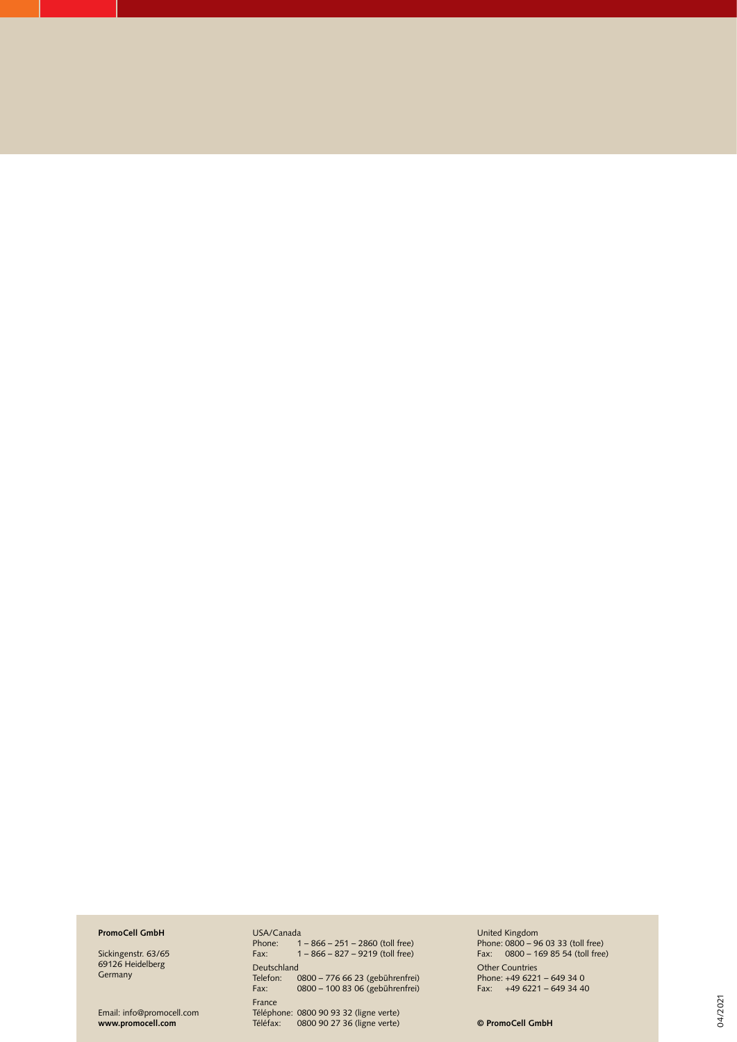**PromoCell GmbH**

Sickingenstr. 63/65
69126 Heidelberg
Germany

Email: info@promocell.com
**www.promocell.com**

USA/Canada
Phone: 1 – 866 – 251 – 2860 (toll free)
Fax: 1 – 866 – 827 – 9219 (toll free)

Deutschland
Telefon: 0800 – 776 66 23 (gebührenfrei)
Fax: 0800 – 100 83 06 (gebührenfrei)

France
Téléphone: 0800 90 93 32 (ligne verte)
Téléfax: 0800 90 27 36 (ligne verte)

United Kingdom
Phone: 0800 – 96 03 33 (toll free)
Fax: 0800 – 169 85 54 (toll free)

Other Countries
Phone: +49 6221 – 649 34 0
Fax: +49 6221 – 649 34 40

**© PromoCell GmbH**

04/2021